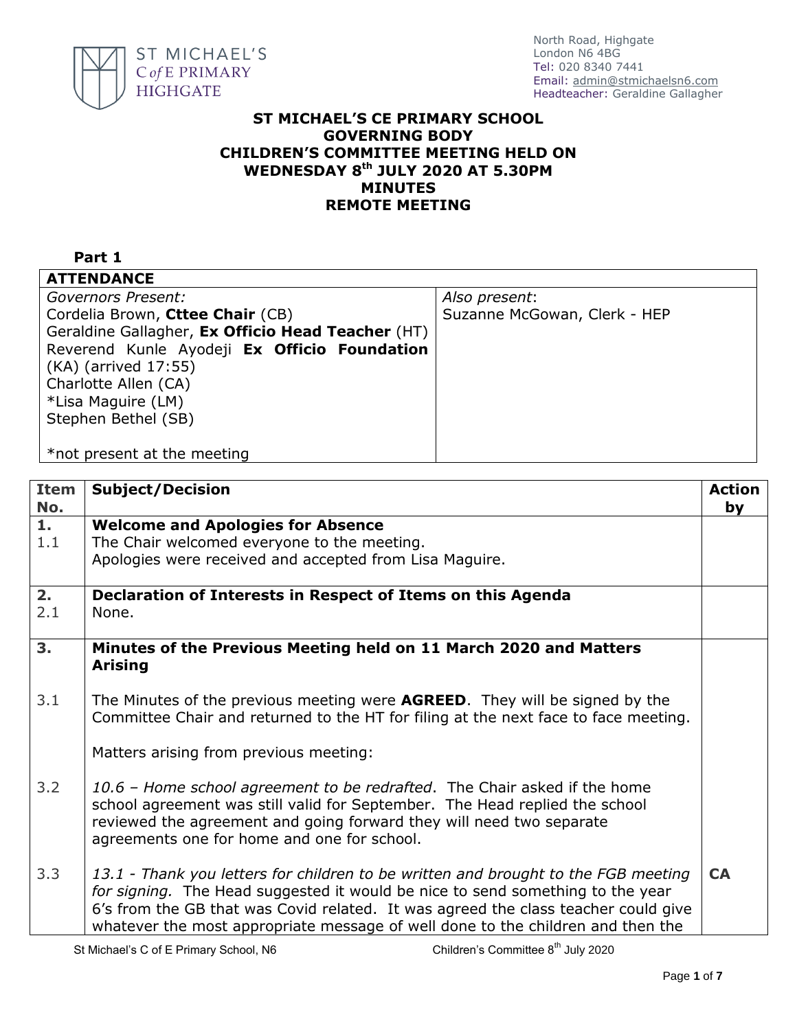ST MICHAEL'S C of E PRIMARY HIGHGATE

North Road, Highgate
London N6 4BG
Tel: 020 8340 7441
Email: admin@stmichaelsn6.com
Headteacher: Geraldine Gallagher

# ST MICHAEL'S CE PRIMARY SCHOOL GOVERNING BODY CHILDREN'S COMMITTEE MEETING HELD ON WEDNESDAY 8th JULY 2020 AT 5.30PM MINUTES REMOTE MEETING

**Part 1**

| ATTENDANCE | |
|---|---|
| *Governors Present:*<br>Cordelia Brown, **Cttee Chair** (CB)<br>Geraldine Gallagher, **Ex Officio Head Teacher** (HT)<br>Reverend Kunle Ayodeji **Ex Officio Foundation** (KA) (arrived 17:55)<br>Charlotte Allen (CA)<br>*Lisa Maguire (LM)<br>Stephen Bethel (SB)<br><br>*not present at the meeting | *Also present*:<br>Suzanne McGowan, Clerk - HEP |

| Item No. | Subject/Decision | Action by |
|---|---|---|
| **1.**<br>1.1 | **Welcome and Apologies for Absence**<br>The Chair welcomed everyone to the meeting.<br>Apologies were received and accepted from Lisa Maguire. | |
| **2.**<br>2.1 | **Declaration of Interests in Respect of Items on this Agenda**<br>None. | |
| **3.** | **Minutes of the Previous Meeting held on 11 March 2020 and Matters Arising** | |
| 3.1 | The Minutes of the previous meeting were **AGREED**. They will be signed by the Committee Chair and returned to the HT for filing at the next face to face meeting.<br><br>Matters arising from previous meeting: | |
| 3.2 | *10.6 – Home school agreement to be redrafted*. The Chair asked if the home school agreement was still valid for September. The Head replied the school reviewed the agreement and going forward they will need two separate agreements one for home and one for school. | |
| 3.3 | *13.1 - Thank you letters for children to be written and brought to the FGB meeting for signing.* The Head suggested it would be nice to send something to the year 6's from the GB that was Covid related. It was agreed the class teacher could give whatever the most appropriate message of well done to the children and then the | **CA** |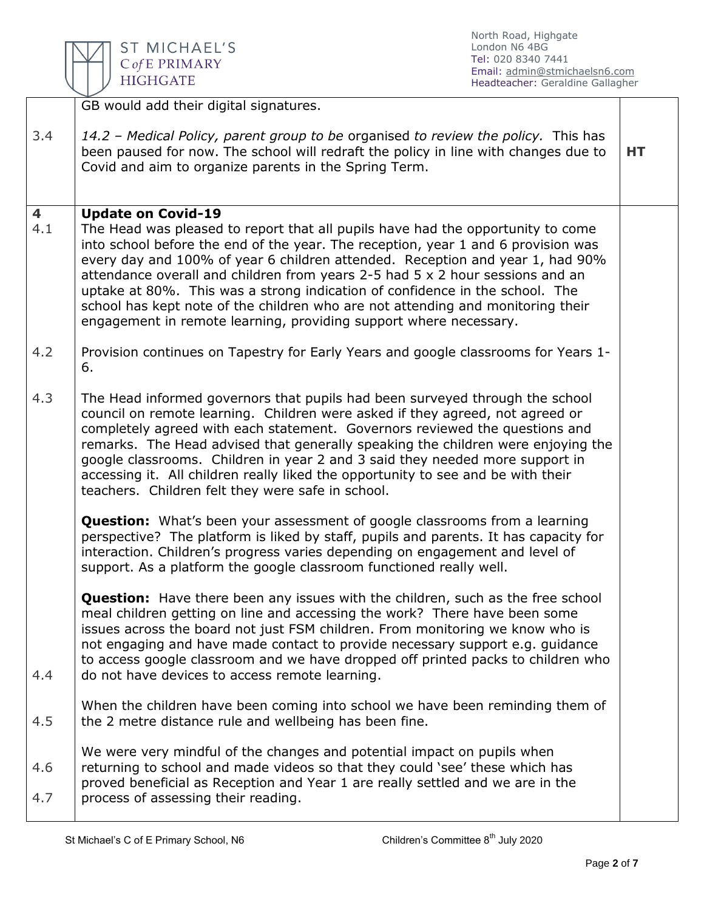| | | |
|---|---|---|
| | GB would add their digital signatures. | |
| 3.4 | *14.2 – Medical Policy, parent group to be* organised *to review the policy.* This has been paused for now. The school will redraft the policy in line with changes due to Covid and aim to organize parents in the Spring Term. | **HT** |
| **4** | **Update on Covid-19** | |
| 4.1 | The Head was pleased to report that all pupils have had the opportunity to come into school before the end of the year. The reception, year 1 and 6 provision was every day and 100% of year 6 children attended. Reception and year 1, had 90% attendance overall and children from years 2-5 had 5 x 2 hour sessions and an uptake at 80%. This was a strong indication of confidence in the school. The school has kept note of the children who are not attending and monitoring their engagement in remote learning, providing support where necessary. | |
| 4.2 | Provision continues on Tapestry for Early Years and google classrooms for Years 1-6. | |
| 4.3 | The Head informed governors that pupils had been surveyed through the school council on remote learning. Children were asked if they agreed, not agreed or completely agreed with each statement. Governors reviewed the questions and remarks. The Head advised that generally speaking the children were enjoying the google classrooms. Children in year 2 and 3 said they needed more support in accessing it. All children really liked the opportunity to see and be with their teachers. Children felt they were safe in school.<br><br>**Question:** What's been your assessment of google classrooms from a learning perspective? The platform is liked by staff, pupils and parents. It has capacity for interaction. Children's progress varies depending on engagement and level of support. As a platform the google classroom functioned really well.<br><br>**Question:** Have there been any issues with the children, such as the free school meal children getting on line and accessing the work? There have been some issues across the board not just FSM children. From monitoring we know who is not engaging and have made contact to provide necessary support e.g. guidance to access google classroom and we have dropped off printed packs to children who do not have devices to access remote learning. | |
| 4.4 | When the children have been coming into school we have been reminding them of the 2 metre distance rule and wellbeing has been fine. | |
| 4.5 | We were very mindful of the changes and potential impact on pupils when returning to school and made videos so that they could 'see' these which has proved beneficial as Reception and Year 1 are really settled and we are in the process of assessing their reading. | |
| 4.6 | | |
| 4.7 | | |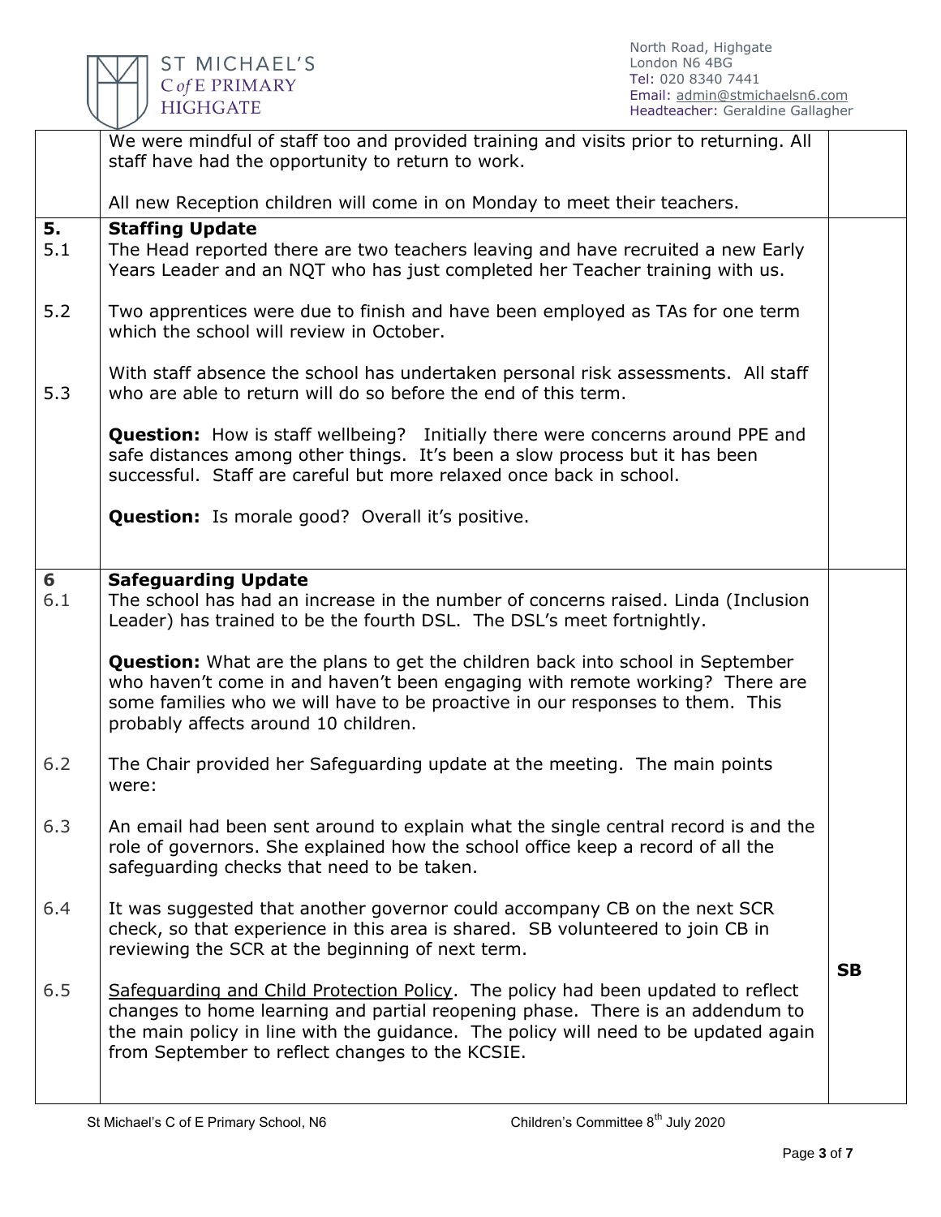| | | |
|---|---|---|
| | We were mindful of staff too and provided training and visits prior to returning. All staff have had the opportunity to return to work.<br><br>All new Reception children will come in on Monday to meet their teachers. | |
| **5.**<br>5.1<br><br><br>5.2<br><br><br>5.3 | **Staffing Update**<br>The Head reported there are two teachers leaving and have recruited a new Early Years Leader and an NQT who has just completed her Teacher training with us.<br><br>Two apprentices were due to finish and have been employed as TAs for one term which the school will review in October.<br><br>With staff absence the school has undertaken personal risk assessments. All staff who are able to return will do so before the end of this term.<br><br>**Question:** How is staff wellbeing? Initially there were concerns around PPE and safe distances among other things. It's been a slow process but it has been successful. Staff are careful but more relaxed once back in school.<br><br>**Question:** Is morale good? Overall it's positive. | |
| **6**<br>6.1<br><br><br><br><br><br><br><br>6.2<br><br>6.3<br><br><br>6.4<br><br><br>6.5 | **Safeguarding Update**<br>The school has had an increase in the number of concerns raised. Linda (Inclusion Leader) has trained to be the fourth DSL. The DSL's meet fortnightly.<br><br>**Question:** What are the plans to get the children back into school in September who haven't come in and haven't been engaging with remote working? There are some families who we will have to be proactive in our responses to them. This probably affects around 10 children.<br><br>The Chair provided her Safeguarding update at the meeting. The main points were:<br><br>An email had been sent around to explain what the single central record is and the role of governors. She explained how the school office keep a record of all the safeguarding checks that need to be taken.<br><br>It was suggested that another governor could accompany CB on the next SCR check, so that experience in this area is shared. SB volunteered to join CB in reviewing the SCR at the beginning of next term.<br><br><u>Safeguarding and Child Protection Policy</u>. The policy had been updated to reflect changes to home learning and partial reopening phase. There is an addendum to the main policy in line with the guidance. The policy will need to be updated again from September to reflect changes to the KCSIE. | **SB** |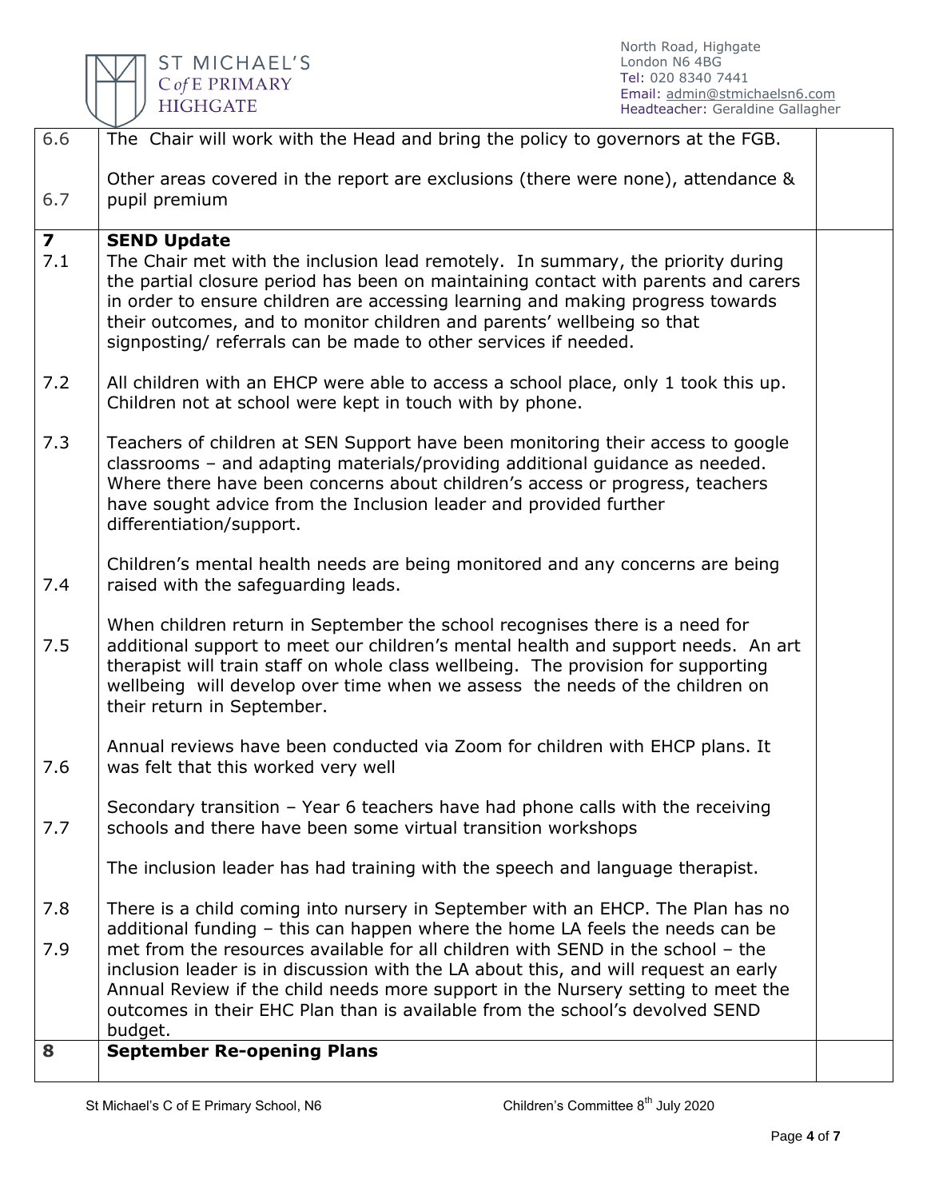| | | |
|---|---|---|
| 6.6 | The Chair will work with the Head and bring the policy to governors at the FGB. | |
| 6.7 | Other areas covered in the report are exclusions (there were none), attendance & pupil premium | |
| **7** | **SEND Update** | |
| 7.1 | The Chair met with the inclusion lead remotely. In summary, the priority during the partial closure period has been on maintaining contact with parents and carers in order to ensure children are accessing learning and making progress towards their outcomes, and to monitor children and parents' wellbeing so that signposting/ referrals can be made to other services if needed. | |
| 7.2 | All children with an EHCP were able to access a school place, only 1 took this up. Children not at school were kept in touch with by phone. | |
| 7.3 | Teachers of children at SEN Support have been monitoring their access to google classrooms – and adapting materials/providing additional guidance as needed. Where there have been concerns about children's access or progress, teachers have sought advice from the Inclusion leader and provided further differentiation/support. | |
| 7.4 | Children's mental health needs are being monitored and any concerns are being raised with the safeguarding leads. | |
| 7.5 | When children return in September the school recognises there is a need for additional support to meet our children's mental health and support needs. An art therapist will train staff on whole class wellbeing. The provision for supporting wellbeing will develop over time when we assess the needs of the children on their return in September. | |
| 7.6 | Annual reviews have been conducted via Zoom for children with EHCP plans. It was felt that this worked very well | |
| 7.7 | Secondary transition – Year 6 teachers have had phone calls with the receiving schools and there have been some virtual transition workshops | |
| 7.8 | The inclusion leader has had training with the speech and language therapist. | |
| 7.9 | There is a child coming into nursery in September with an EHCP. The Plan has no additional funding – this can happen where the home LA feels the needs can be met from the resources available for all children with SEND in the school – the inclusion leader is in discussion with the LA about this, and will request an early Annual Review if the child needs more support in the Nursery setting to meet the outcomes in their EHC Plan than is available from the school's devolved SEND budget. | |
| **8** | **September Re-opening Plans** | |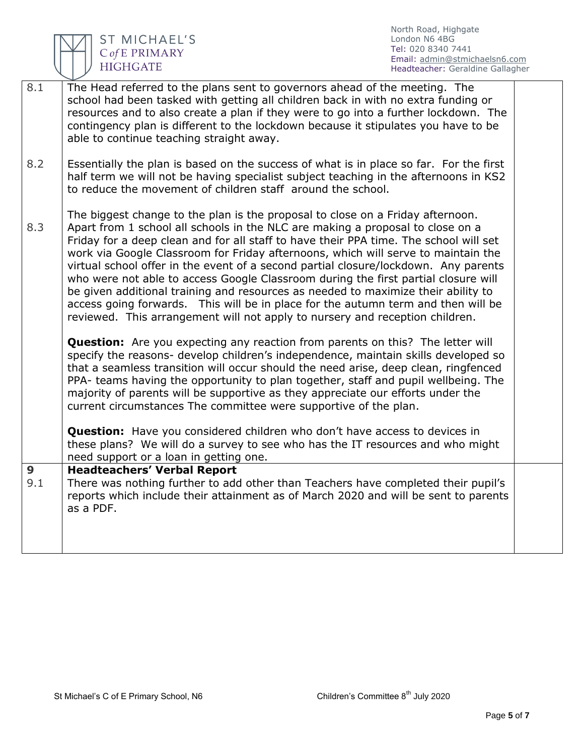| | | |
|---|---|---|
| 8.1 | The Head referred to the plans sent to governors ahead of the meeting. The school had been tasked with getting all children back in with no extra funding or resources and to also create a plan if they were to go into a further lockdown. The contingency plan is different to the lockdown because it stipulates you have to be able to continue teaching straight away. | |
| 8.2 | Essentially the plan is based on the success of what is in place so far. For the first half term we will not be having specialist subject teaching in the afternoons in KS2 to reduce the movement of children staff around the school. | |
| 8.3 | The biggest change to the plan is the proposal to close on a Friday afternoon. Apart from 1 school all schools in the NLC are making a proposal to close on a Friday for a deep clean and for all staff to have their PPA time. The school will set work via Google Classroom for Friday afternoons, which will serve to maintain the virtual school offer in the event of a second partial closure/lockdown. Any parents who were not able to access Google Classroom during the first partial closure will be given additional training and resources as needed to maximize their ability to access going forwards. This will be in place for the autumn term and then will be reviewed. This arrangement will not apply to nursery and reception children.<br><br>**Question:** Are you expecting any reaction from parents on this? The letter will specify the reasons- develop children's independence, maintain skills developed so that a seamless transition will occur should the need arise, deep clean, ringfenced PPA- teams having the opportunity to plan together, staff and pupil wellbeing. The majority of parents will be supportive as they appreciate our efforts under the current circumstances The committee were supportive of the plan.<br><br>**Question:** Have you considered children who don't have access to devices in these plans? We will do a survey to see who has the IT resources and who might need support or a loan in getting one. | |
| **9**<br>9.1 | **Headteachers' Verbal Report**<br>There was nothing further to add other than Teachers have completed their pupil's reports which include their attainment as of March 2020 and will be sent to parents as a PDF. | |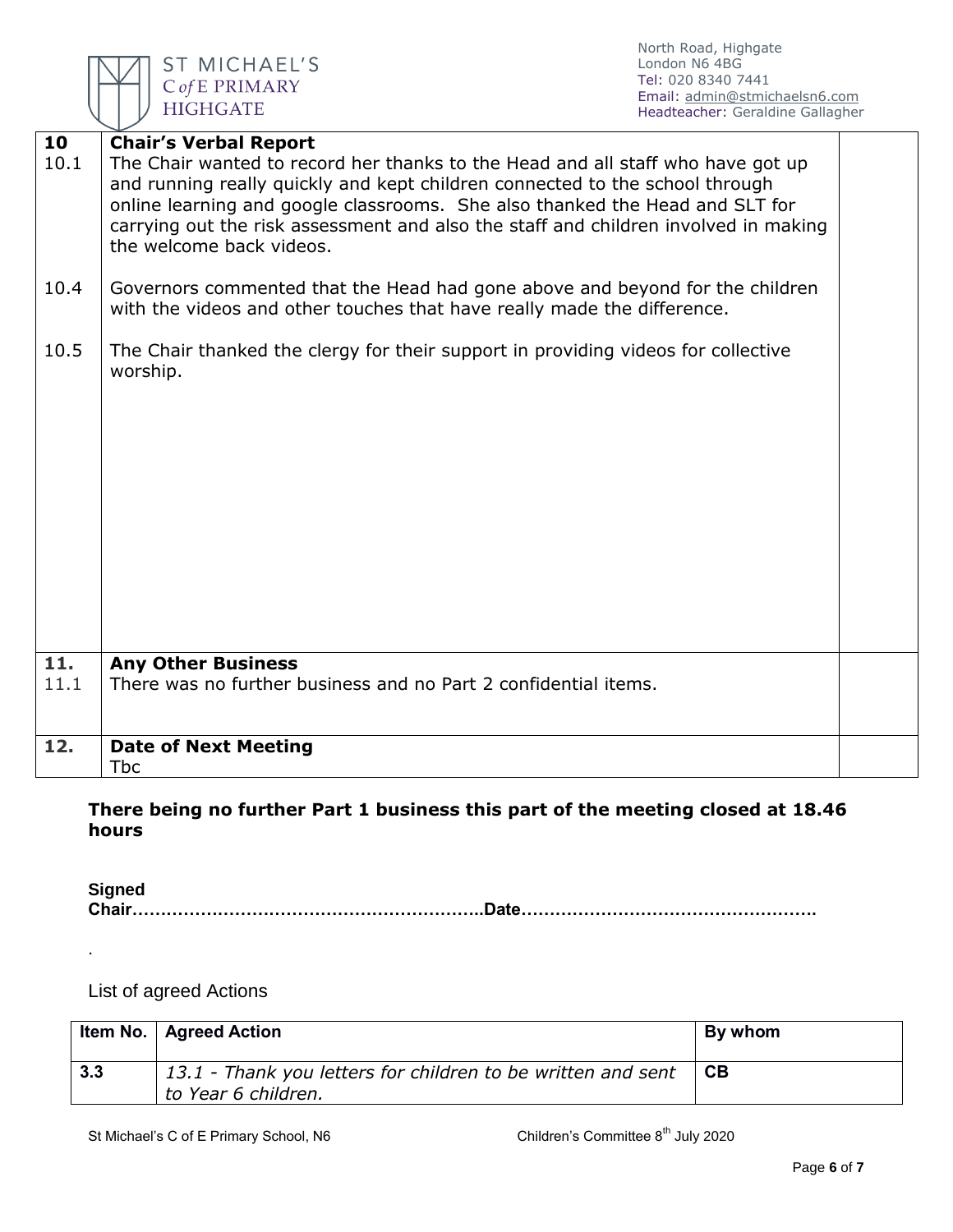| | | |
|---|---|---|
| **10** | **Chair's Verbal Report** | |
| 10.1 | The Chair wanted to record her thanks to the Head and all staff who have got up and running really quickly and kept children connected to the school through online learning and google classrooms. She also thanked the Head and SLT for carrying out the risk assessment and also the staff and children involved in making the welcome back videos. | |
| 10.4 | Governors commented that the Head had gone above and beyond for the children with the videos and other touches that have really made the difference. | |
| 10.5 | The Chair thanked the clergy for their support in providing videos for collective worship. | |
| **11.** | **Any Other Business** | |
| 11.1 | There was no further business and no Part 2 confidential items. | |
| **12.** | **Date of Next Meeting** | |
| | Tbc | |

**There being no further Part 1 business this part of the meeting closed at 18.46 hours**

**Signed**
**Chair…………………………………………………..Date………………………………………….**

.

List of agreed Actions

| Item No. | Agreed Action | By whom |
|---|---|---|
| 3.3 | *13.1 - Thank you letters for children to be written and sent to Year 6 children.* | CB |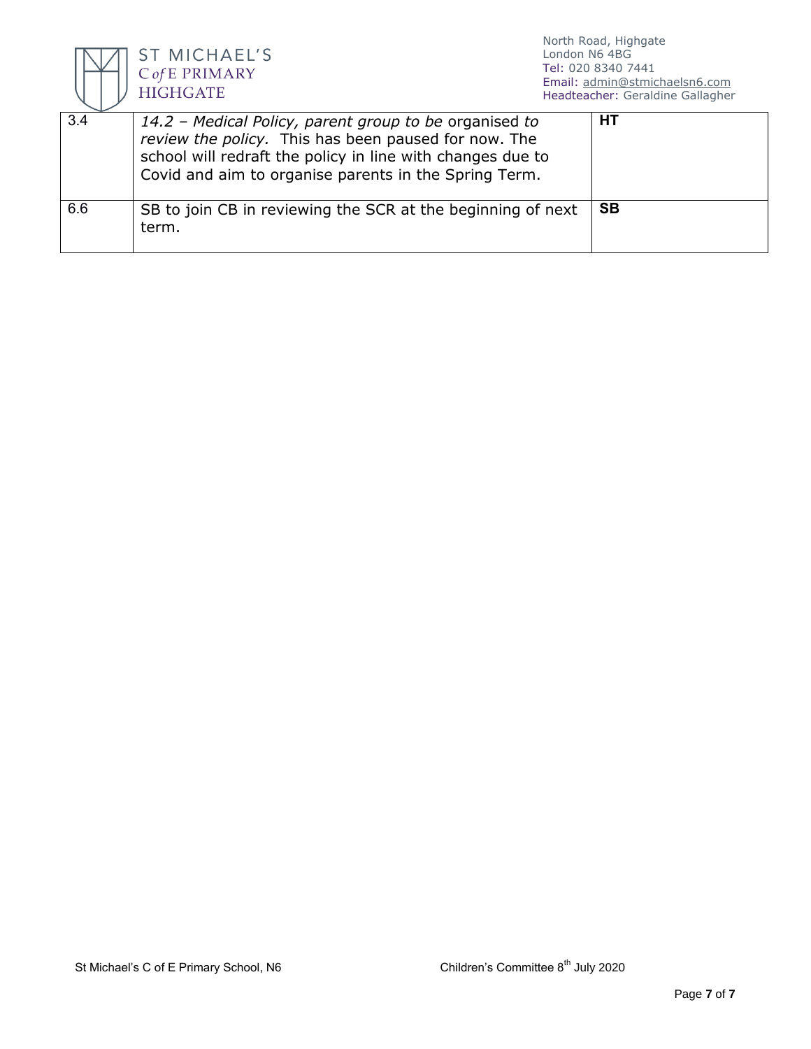| | | |
|---|---|---|
| 3.4 | *14.2 – Medical Policy, parent group to be* organised *to review the policy.* This has been paused for now. The school will redraft the policy in line with changes due to Covid and aim to organise parents in the Spring Term. | **HT** |
| 6.6 | SB to join CB in reviewing the SCR at the beginning of next term. | **SB** |